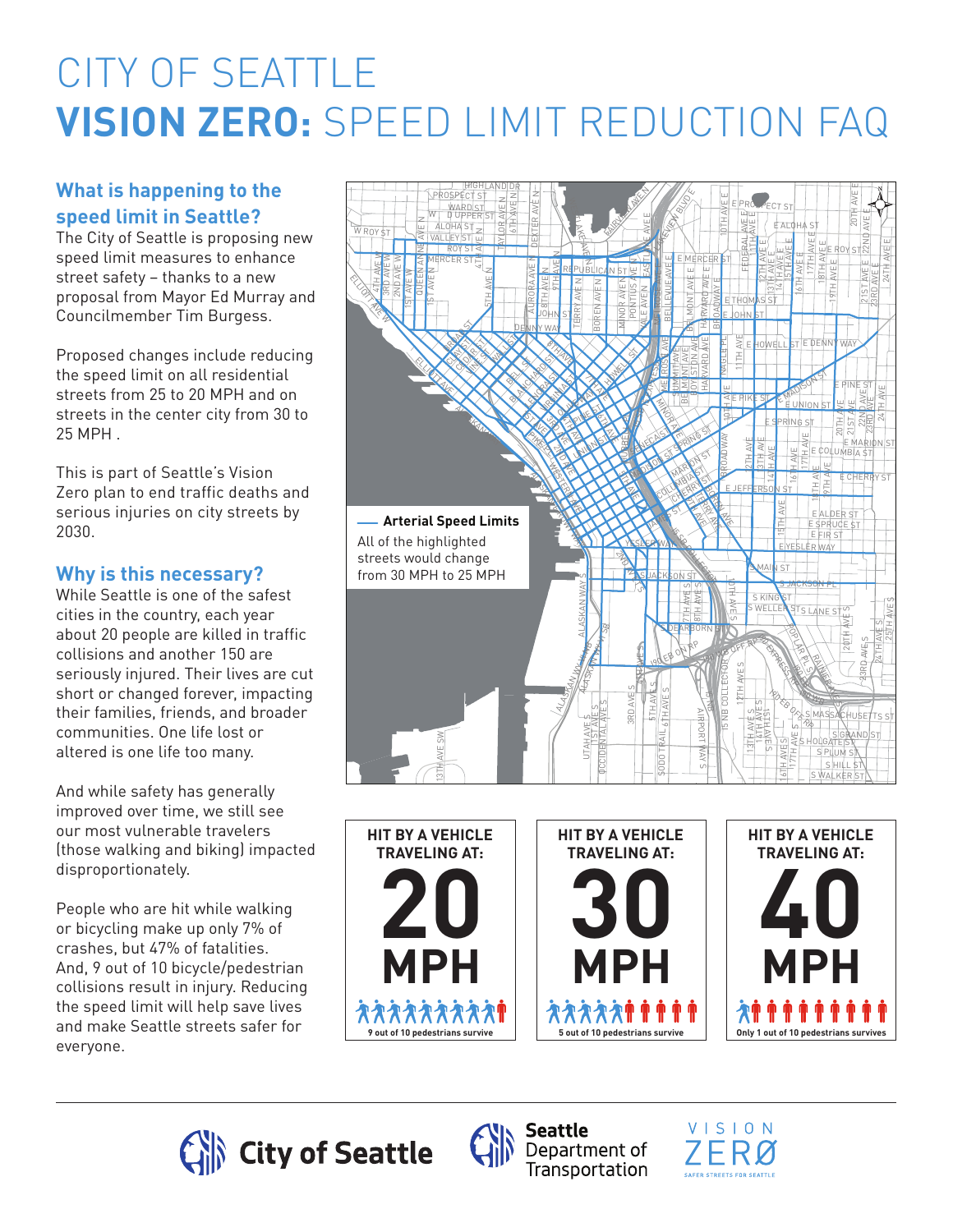# CITY OF SEATTLE
# **VISION ZERO:** SPEED LIMIT REDUCTION FAQ

## What is happening to the speed limit in Seattle?

The City of Seattle is proposing new speed limit measures to enhance street safety – thanks to a new proposal from Mayor Ed Murray and Councilmember Tim Burgess.

Proposed changes include reducing the speed limit on all residential streets from 25 to 20 MPH and on streets in the center city from 30 to 25 MPH .

This is part of Seattle's Vision Zero plan to end traffic deaths and serious injuries on city streets by 2030.

## Why is this necessary?

While Seattle is one of the safest cities in the country, each year about 20 people are killed in traffic collisions and another 150 are seriously injured. Their lives are cut short or changed forever, impacting their families, friends, and broader communities. One life lost or altered is one life too many.

And while safety has generally improved over time, we still see our most vulnerable travelers (those walking and biking) impacted disproportionately.

People who are hit while walking or bicycling make up only 7% of crashes, but 47% of fatalities. And, 9 out of 10 bicycle/pedestrian collisions result in injury. Reducing the speed limit will help save lives and make Seattle streets safer for everyone.

**Arterial Speed Limits**

All of the highlighted streets would change from 30 MPH to 25 MPH

| HIT BY A VEHICLE TRAVELING AT: | HIT BY A VEHICLE TRAVELING AT: | HIT BY A VEHICLE TRAVELING AT: |
|---|---|---|
| **20 MPH** | **30 MPH** | **40 MPH** |
| 9 out of 10 pedestrians survive | 5 out of 10 pedestrians survive | Only 1 out of 10 pedestrians survives |

City of Seattle | Seattle Department of Transportation | VISION ZERO – SAFER STREETS FOR SEATTLE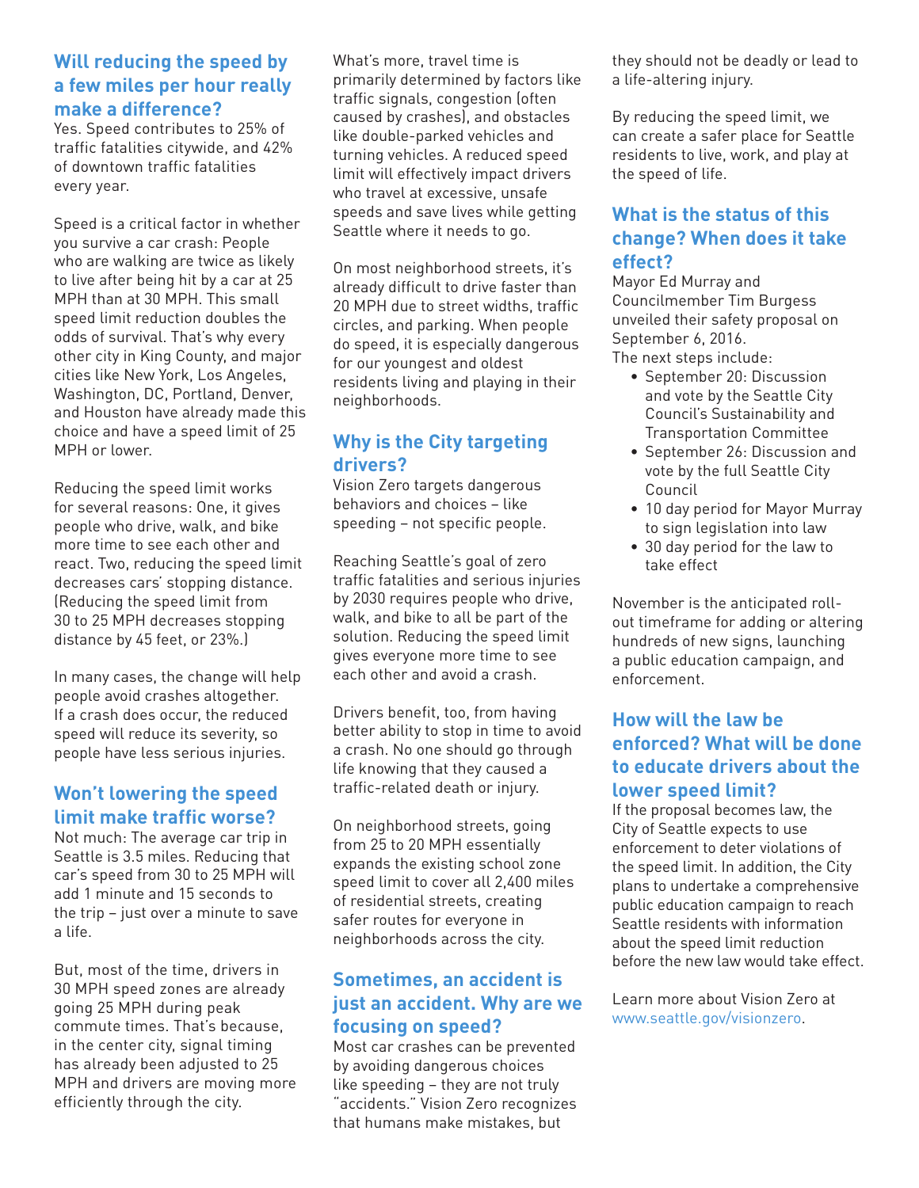## Will reducing the speed by a few miles per hour really make a difference?

Yes. Speed contributes to 25% of traffic fatalities citywide, and 42% of downtown traffic fatalities every year.

Speed is a critical factor in whether you survive a car crash: People who are walking are twice as likely to live after being hit by a car at 25 MPH than at 30 MPH. This small speed limit reduction doubles the odds of survival. That's why every other city in King County, and major cities like New York, Los Angeles, Washington, DC, Portland, Denver, and Houston have already made this choice and have a speed limit of 25 MPH or lower.

Reducing the speed limit works for several reasons: One, it gives people who drive, walk, and bike more time to see each other and react. Two, reducing the speed limit decreases cars' stopping distance. (Reducing the speed limit from 30 to 25 MPH decreases stopping distance by 45 feet, or 23%.)

In many cases, the change will help people avoid crashes altogether. If a crash does occur, the reduced speed will reduce its severity, so people have less serious injuries.

## Won't lowering the speed limit make traffic worse?

Not much: The average car trip in Seattle is 3.5 miles. Reducing that car's speed from 30 to 25 MPH will add 1 minute and 15 seconds to the trip – just over a minute to save a life.

But, most of the time, drivers in 30 MPH speed zones are already going 25 MPH during peak commute times. That's because, in the center city, signal timing has already been adjusted to 25 MPH and drivers are moving more efficiently through the city.

What's more, travel time is primarily determined by factors like traffic signals, congestion (often caused by crashes), and obstacles like double-parked vehicles and turning vehicles. A reduced speed limit will effectively impact drivers who travel at excessive, unsafe speeds and save lives while getting Seattle where it needs to go.

On most neighborhood streets, it's already difficult to drive faster than 20 MPH due to street widths, traffic circles, and parking. When people do speed, it is especially dangerous for our youngest and oldest residents living and playing in their neighborhoods.

## Why is the City targeting drivers?

Vision Zero targets dangerous behaviors and choices – like speeding – not specific people.

Reaching Seattle's goal of zero traffic fatalities and serious injuries by 2030 requires people who drive, walk, and bike to all be part of the solution. Reducing the speed limit gives everyone more time to see each other and avoid a crash.

Drivers benefit, too, from having better ability to stop in time to avoid a crash. No one should go through life knowing that they caused a traffic-related death or injury.

On neighborhood streets, going from 25 to 20 MPH essentially expands the existing school zone speed limit to cover all 2,400 miles of residential streets, creating safer routes for everyone in neighborhoods across the city.

## Sometimes, an accident is just an accident. Why are we focusing on speed?

Most car crashes can be prevented by avoiding dangerous choices like speeding – they are not truly "accidents." Vision Zero recognizes that humans make mistakes, but they should not be deadly or lead to a life-altering injury.

By reducing the speed limit, we can create a safer place for Seattle residents to live, work, and play at the speed of life.

## What is the status of this change? When does it take effect?

Mayor Ed Murray and Councilmember Tim Burgess unveiled their safety proposal on September 6, 2016.

The next steps include:

- September 20: Discussion and vote by the Seattle City Council's Sustainability and Transportation Committee
- September 26: Discussion and vote by the full Seattle City Council
- 10 day period for Mayor Murray to sign legislation into law
- 30 day period for the law to take effect

November is the anticipated roll-out timeframe for adding or altering hundreds of new signs, launching a public education campaign, and enforcement.

## How will the law be enforced? What will be done to educate drivers about the lower speed limit?

If the proposal becomes law, the City of Seattle expects to use enforcement to deter violations of the speed limit. In addition, the City plans to undertake a comprehensive public education campaign to reach Seattle residents with information about the speed limit reduction before the new law would take effect.

Learn more about Vision Zero at www.seattle.gov/visionzero.